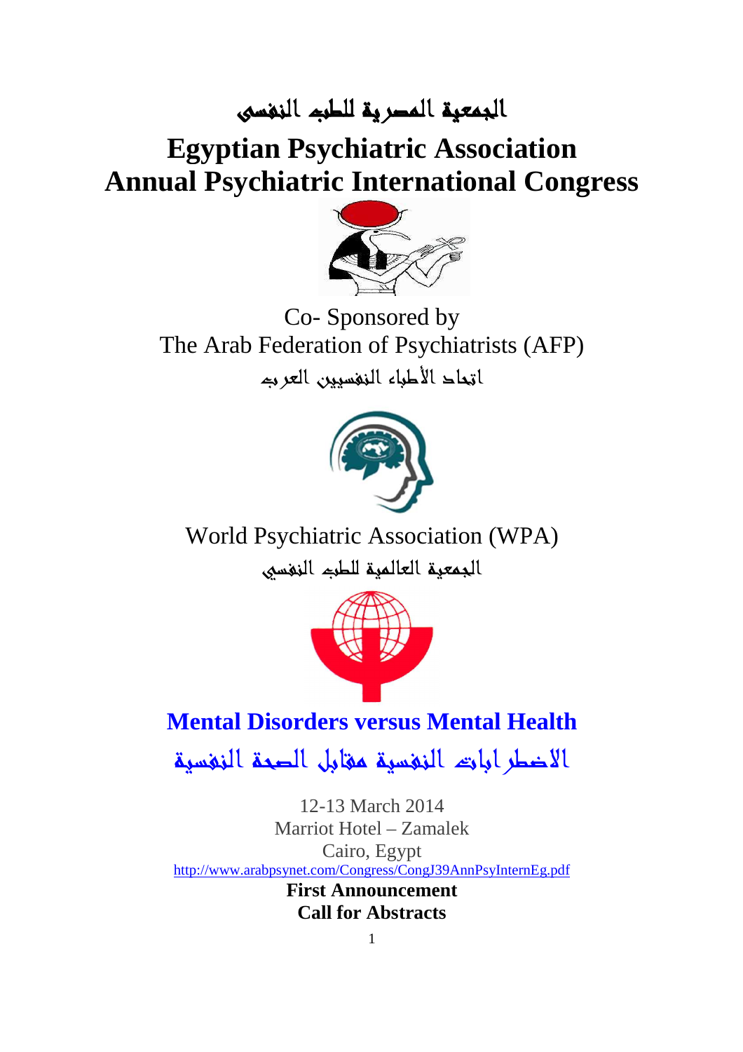# الجمعية المصرية للطب النفسى

# Egyptian Psychiatric Association
# Annual Psychiatric International Congress

Co- Sponsored by

The Arab Federation of Psychiatrists (AFP)

اتحاد الأطباء النفسيين العرب

World Psychiatric Association (WPA)

الجمعية العالمية للطب النفسي

## Mental Disorders versus Mental Health

## الاضطرابات النفسية مقابل الصحة النفسية

12-13 March 2014

Marriot Hotel – Zamalek

Cairo, Egypt

http://www.arabpsynet.com/Congress/CongJ39AnnPsyInternEg.pdf

**First Announcement**

**Call for Abstracts**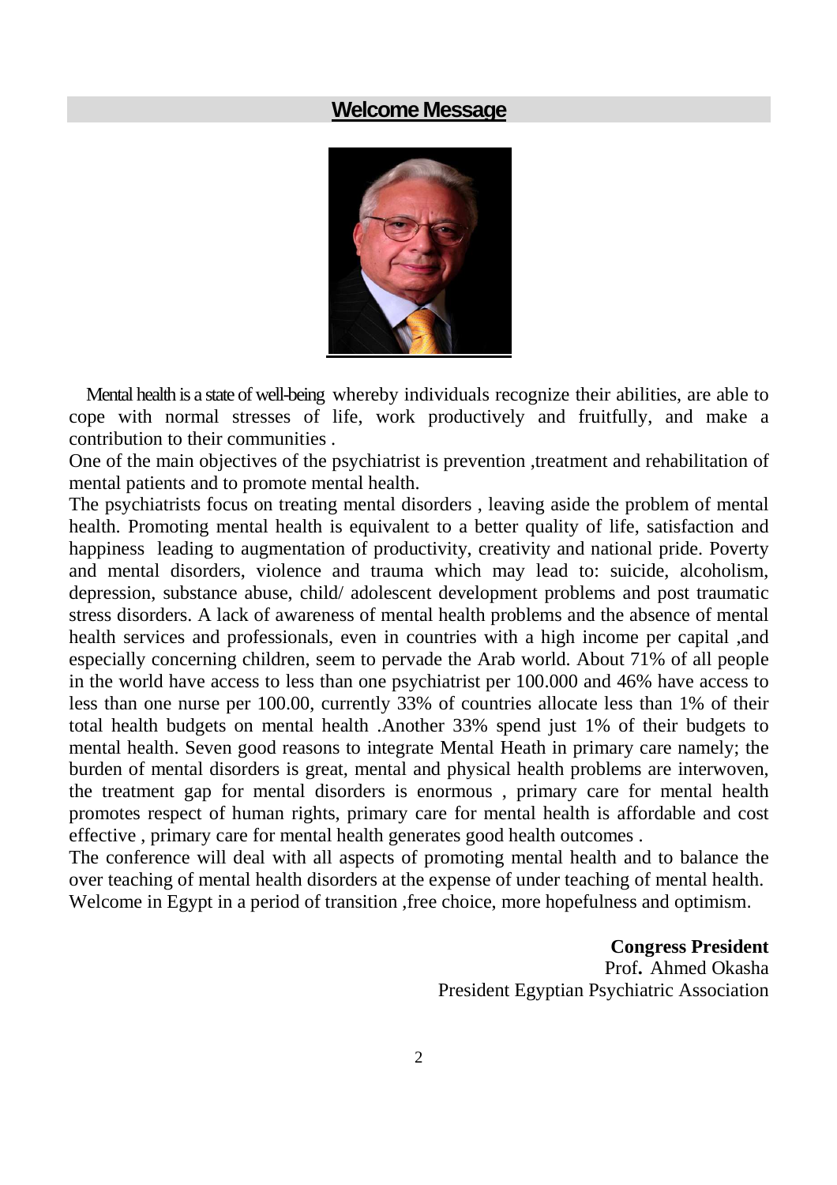## Welcome Message

Mental health is a state of well-being whereby individuals recognize their abilities, are able to cope with normal stresses of life, work productively and fruitfully, and make a contribution to their communities .

One of the main objectives of the psychiatrist is prevention ,treatment and rehabilitation of mental patients and to promote mental health.

The psychiatrists focus on treating mental disorders , leaving aside the problem of mental health. Promoting mental health is equivalent to a better quality of life, satisfaction and happiness leading to augmentation of productivity, creativity and national pride. Poverty and mental disorders, violence and trauma which may lead to: suicide, alcoholism, depression, substance abuse, child/ adolescent development problems and post traumatic stress disorders. A lack of awareness of mental health problems and the absence of mental health services and professionals, even in countries with a high income per capital ,and especially concerning children, seem to pervade the Arab world. About 71% of all people in the world have access to less than one psychiatrist per 100.000 and 46% have access to less than one nurse per 100.00, currently 33% of countries allocate less than 1% of their total health budgets on mental health .Another 33% spend just 1% of their budgets to mental health. Seven good reasons to integrate Mental Heath in primary care namely; the burden of mental disorders is great, mental and physical health problems are interwoven, the treatment gap for mental disorders is enormous , primary care for mental health promotes respect of human rights, primary care for mental health is affordable and cost effective , primary care for mental health generates good health outcomes .

The conference will deal with all aspects of promoting mental health and to balance the over teaching of mental health disorders at the expense of under teaching of mental health.

Welcome in Egypt in a period of transition ,free choice, more hopefulness and optimism.

**Congress President**
Prof**.** Ahmed Okasha
President Egyptian Psychiatric Association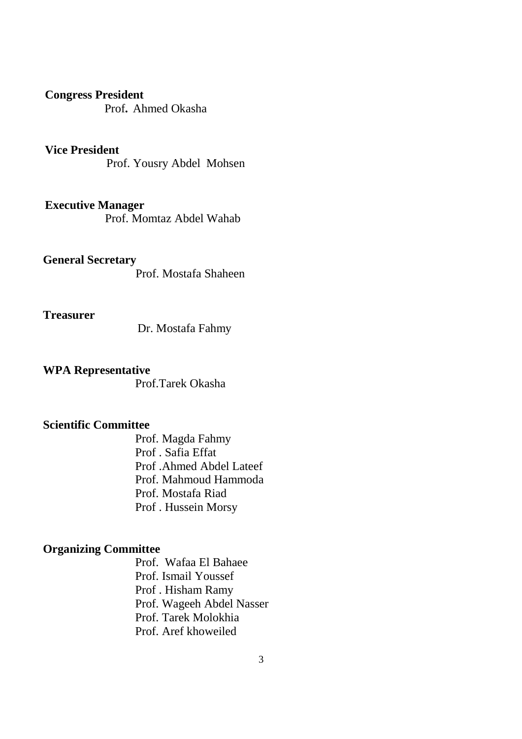**Congress President**

Prof. Ahmed Okasha

**Vice President**

Prof. Yousry Abdel Mohsen

**Executive Manager**

Prof. Momtaz Abdel Wahab

**General Secretary**

Prof. Mostafa Shaheen

**Treasurer**

Dr. Mostafa Fahmy

**WPA Representative**

Prof.Tarek Okasha

**Scientific Committee**

Prof. Magda Fahmy  
Prof . Safia Effat  
Prof .Ahmed Abdel Lateef  
Prof. Mahmoud Hammoda  
Prof. Mostafa Riad  
Prof . Hussein Morsy

**Organizing Committee**

Prof. Wafaa El Bahaee  
Prof. Ismail Youssef  
Prof . Hisham Ramy  
Prof. Wageeh Abdel Nasser  
Prof. Tarek Molokhia  
Prof. Aref khoweiled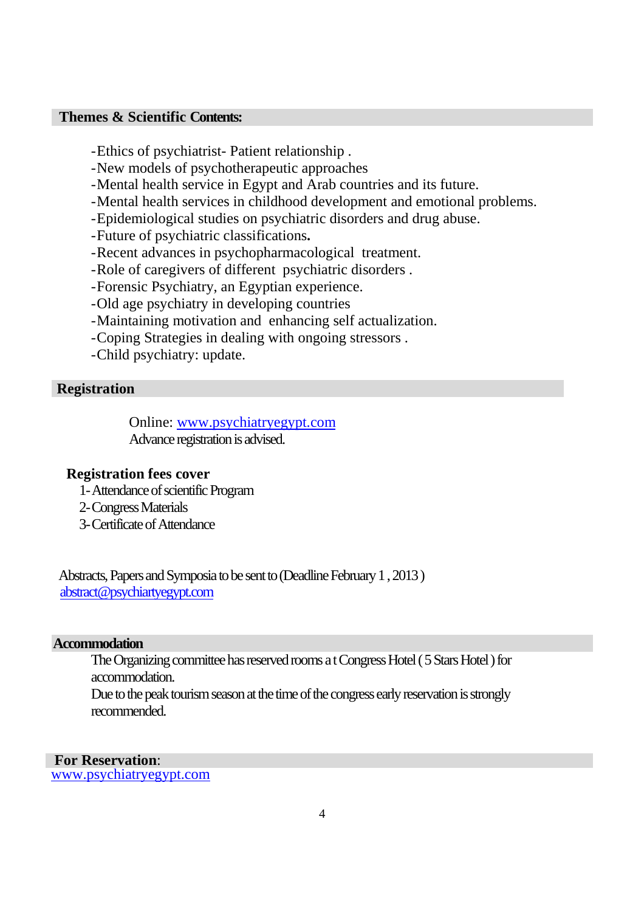## Themes & Scientific Contents:

- Ethics of psychiatrist- Patient relationship .
- New models of psychotherapeutic approaches
- Mental health service in Egypt and Arab countries and its future.
- Mental health services in childhood development and emotional problems.
- Epidemiological studies on psychiatric disorders and drug abuse.
- Future of psychiatric classifications**.**
- Recent advances in psychopharmacological treatment.
- Role of caregivers of different psychiatric disorders .
- Forensic Psychiatry, an Egyptian experience.
- Old age psychiatry in developing countries
- Maintaining motivation and enhancing self actualization.
- Coping Strategies in dealing with ongoing stressors .
- Child psychiatry: update.

## Registration

Online: www.psychiatryegypt.com
Advance registration is advised.

### Registration fees cover

1- Attendance of scientific Program
2- Congress Materials
3- Certificate of Attendance

Abstracts, Papers and Symposia to be sent to (Deadline February 1 , 2013 )
abstract@psychiartyegypt.com

## Accommodation

The Organizing committee has reserved rooms a t Congress Hotel ( 5 Stars Hotel ) for accommodation.
Due to the peak tourism season at the time of the congress early reservation is strongly recommended.

## For Reservation:

www.psychiatryegypt.com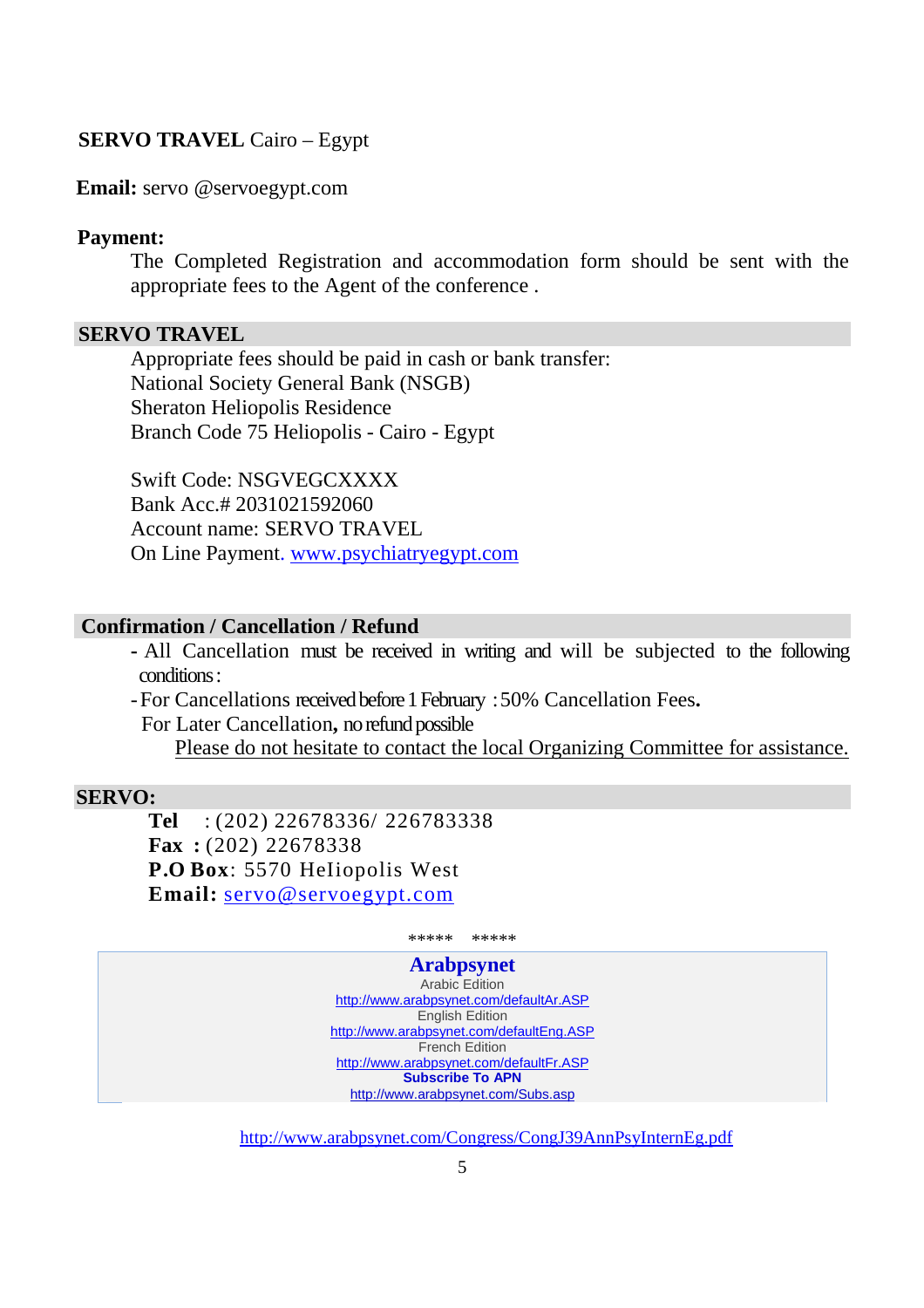**SERVO TRAVEL** Cairo – Egypt

**Email:** servo @servoegypt.com

**Payment:**

The Completed Registration and accommodation form should be sent with the appropriate fees to the Agent of the conference .

## SERVO TRAVEL

Appropriate fees should be paid in cash or bank transfer:
National Society General Bank (NSGB)
Sheraton Heliopolis Residence
Branch Code 75 Heliopolis - Cairo - Egypt

Swift Code: NSGVEGCXXXX
Bank Acc.# 2031021592060
Account name: SERVO TRAVEL
On Line Payment. www.psychiatryegypt.com

## Confirmation / Cancellation / Refund

- All Cancellation must be received in writing and will be subjected to the following conditions:
- For Cancellations received before 1 February : 50% Cancellation Fees**.**
  For Later Cancellation**,** no refund possible

Please do not hesitate to contact the local Organizing Committee for assistance.

## SERVO:

**Tel** : (202) 22678336/ 226783338
**Fax :** (202) 22678338
**P.O Box**: 5570 Heliopolis West
**Email:** servo@servoegypt.com

\*\*\*\*\*    \*\*\*\*\*

**Arabpsynet**
Arabic Edition
http://www.arabpsynet.com/defaultAr.ASP
English Edition
http://www.arabpsynet.com/defaultEng.ASP
French Edition
http://www.arabpsynet.com/defaultFr.ASP
**Subscribe To APN**
http://www.arabpsynet.com/Subs.asp

http://www.arabpsynet.com/Congress/CongJ39AnnPsyInternEg.pdf